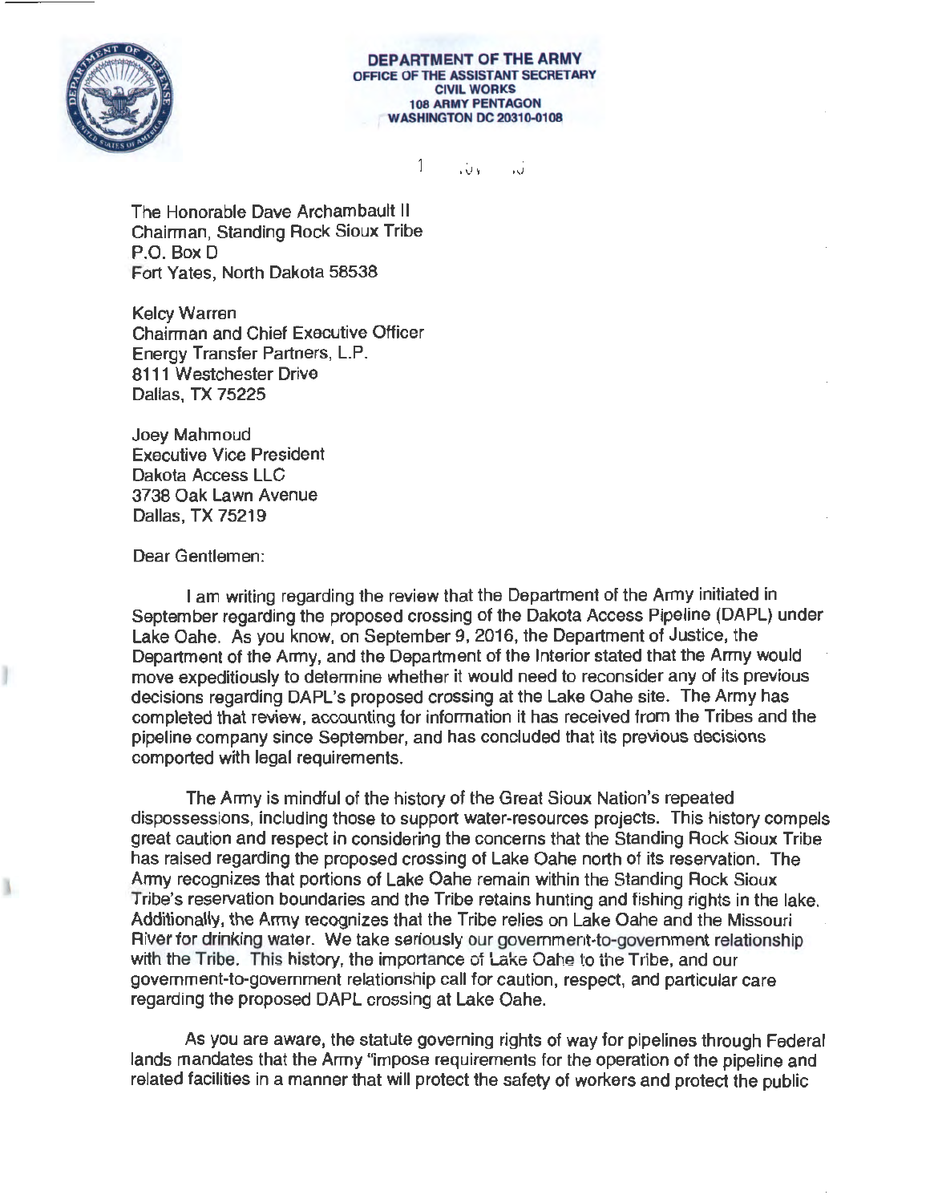**DEPARTMENT OF THE ARMY**
**OFFICE OF THE ASSISTANT SECRETARY**
**CIVIL WORKS**
**108 ARMY PENTAGON**
**WASHINGTON DC 20310-0108**

1 NOV 16

The Honorable Dave Archambault II
Chairman, Standing Rock Sioux Tribe
P.O. Box D
Fort Yates, North Dakota 58538

Kelcy Warren
Chairman and Chief Executive Officer
Energy Transfer Partners, L.P.
8111 Westchester Drive
Dallas, TX 75225

Joey Mahmoud
Executive Vice President
Dakota Access LLC
3738 Oak Lawn Avenue
Dallas, TX 75219

Dear Gentlemen:

I am writing regarding the review that the Department of the Army initiated in September regarding the proposed crossing of the Dakota Access Pipeline (DAPL) under Lake Oahe. As you know, on September 9, 2016, the Department of Justice, the Department of the Army, and the Department of the Interior stated that the Army would move expeditiously to determine whether it would need to reconsider any of its previous decisions regarding DAPL's proposed crossing at the Lake Oahe site. The Army has completed that review, accounting for information it has received from the Tribes and the pipeline company since September, and has concluded that its previous decisions comported with legal requirements.

The Army is mindful of the history of the Great Sioux Nation's repeated dispossessions, including those to support water-resources projects. This history compels great caution and respect in considering the concerns that the Standing Rock Sioux Tribe has raised regarding the proposed crossing of Lake Oahe north of its reservation. The Army recognizes that portions of Lake Oahe remain within the Standing Rock Sioux Tribe's reservation boundaries and the Tribe retains hunting and fishing rights in the lake. Additionally, the Army recognizes that the Tribe relies on Lake Oahe and the Missouri River for drinking water. We take seriously our government-to-government relationship with the Tribe. This history, the importance of Lake Oahe to the Tribe, and our government-to-government relationship call for caution, respect, and particular care regarding the proposed DAPL crossing at Lake Oahe.

As you are aware, the statute governing rights of way for pipelines through Federal lands mandates that the Army "impose requirements for the operation of the pipeline and related facilities in a manner that will protect the safety of workers and protect the public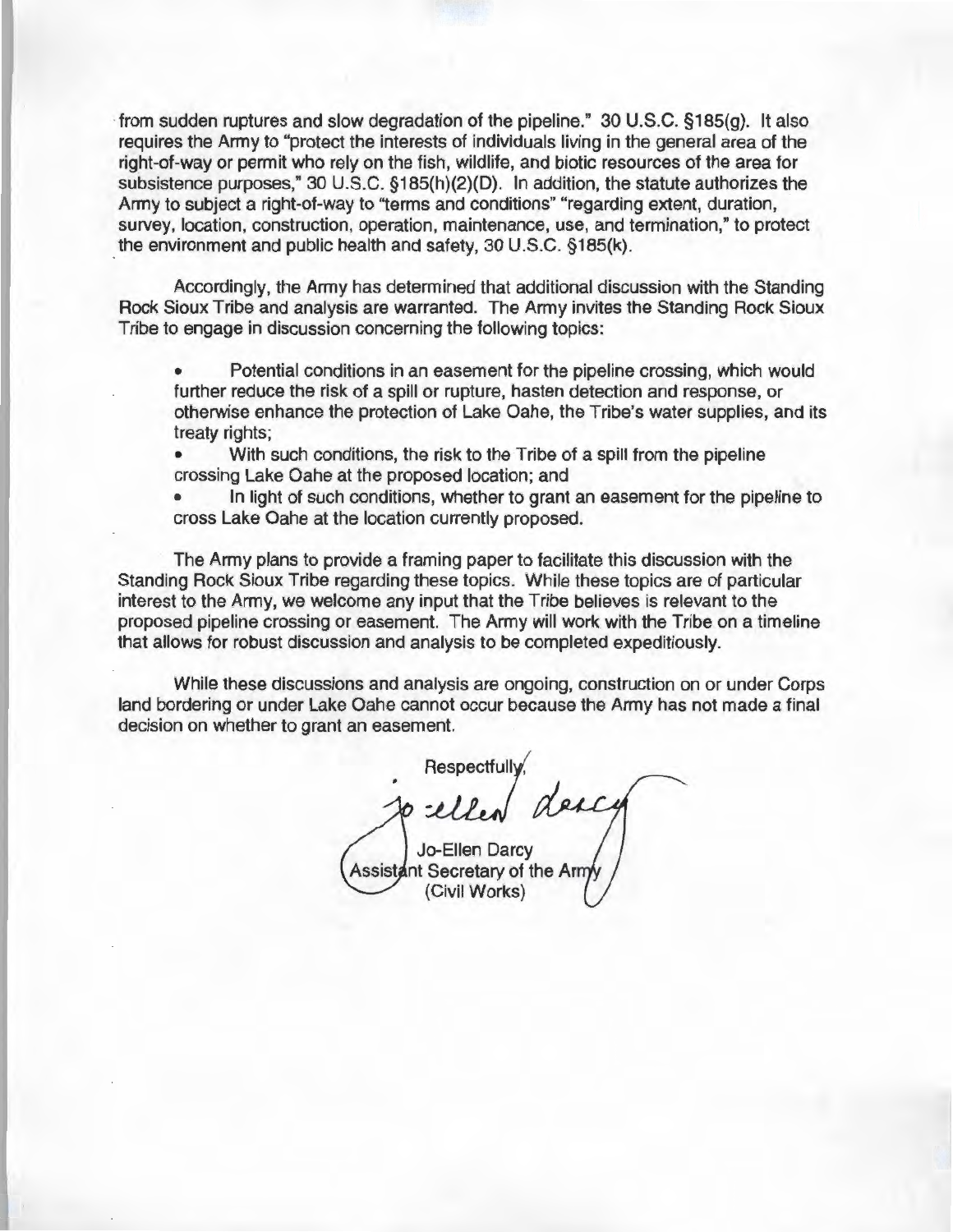from sudden ruptures and slow degradation of the pipeline." 30 U.S.C. §185(g). It also requires the Army to "protect the interests of individuals living in the general area of the right-of-way or permit who rely on the fish, wildlife, and biotic resources of the area for subsistence purposes," 30 U.S.C. §185(h)(2)(D). In addition, the statute authorizes the Army to subject a right-of-way to "terms and conditions" "regarding extent, duration, survey, location, construction, operation, maintenance, use, and termination," to protect the environment and public health and safety, 30 U.S.C. §185(k).

Accordingly, the Army has determined that additional discussion with the Standing Rock Sioux Tribe and analysis are warranted. The Army invites the Standing Rock Sioux Tribe to engage in discussion concerning the following topics:

- Potential conditions in an easement for the pipeline crossing, which would further reduce the risk of a spill or rupture, hasten detection and response, or otherwise enhance the protection of Lake Oahe, the Tribe's water supplies, and its treaty rights;
- With such conditions, the risk to the Tribe of a spill from the pipeline crossing Lake Oahe at the proposed location; and
- In light of such conditions, whether to grant an easement for the pipeline to cross Lake Oahe at the location currently proposed.

The Army plans to provide a framing paper to facilitate this discussion with the Standing Rock Sioux Tribe regarding these topics. While these topics are of particular interest to the Army, we welcome any input that the Tribe believes is relevant to the proposed pipeline crossing or easement. The Army will work with the Tribe on a timeline that allows for robust discussion and analysis to be completed expeditiously.

While these discussions and analysis are ongoing, construction on or under Corps land bordering or under Lake Oahe cannot occur because the Army has not made a final decision on whether to grant an easement.

Respectfully,

Jo-Ellen Darcy
Assistant Secretary of the Army
(Civil Works)